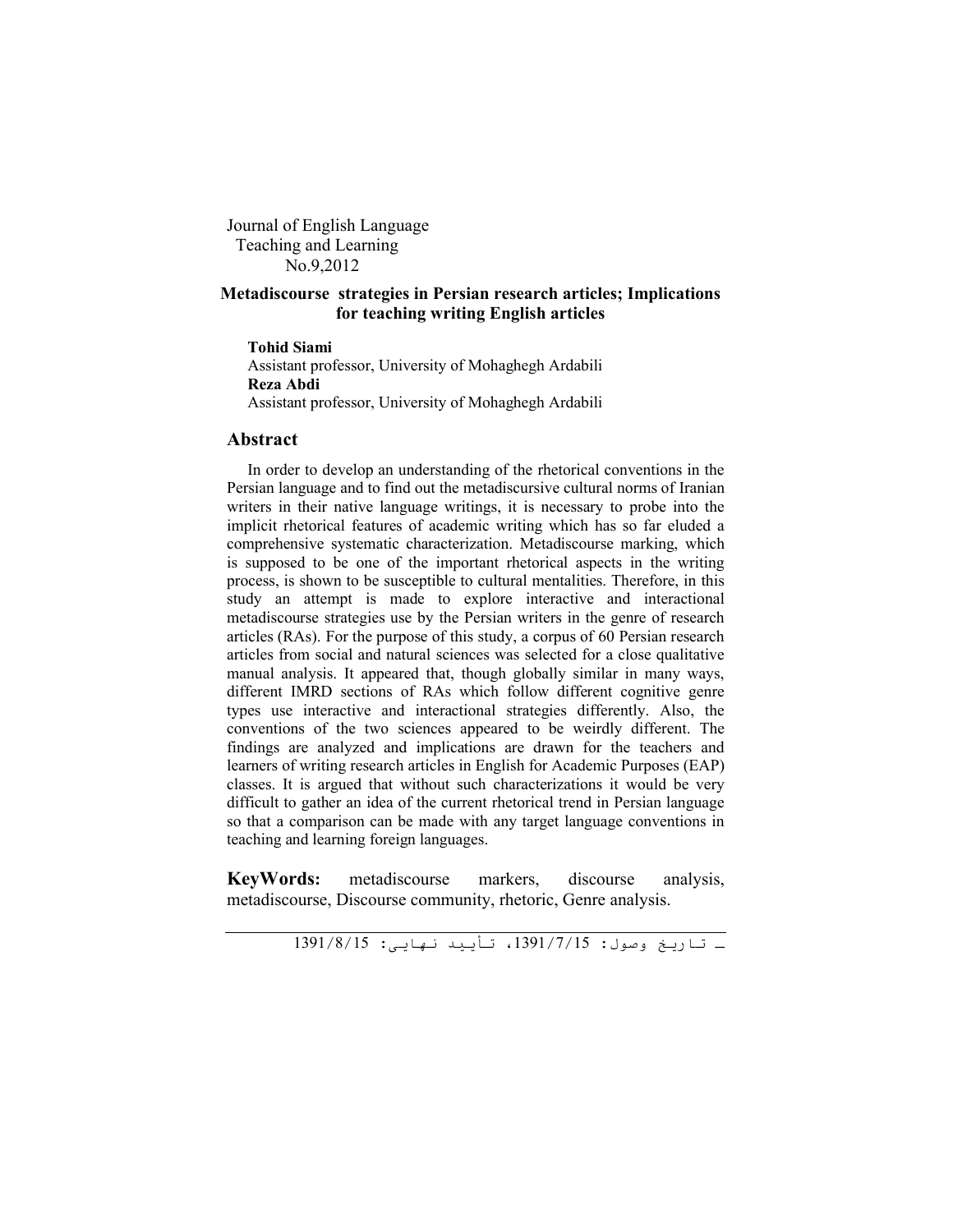Journal of English Language
Teaching and Learning
No.9,2012

# Metadiscourse strategies in Persian research articles; Implications for teaching writing English articles

**Tohid Siami**
Assistant professor, University of Mohaghegh Ardabili
**Reza Abdi**
Assistant professor, University of Mohaghegh Ardabili

## Abstract

In order to develop an understanding of the rhetorical conventions in the Persian language and to find out the metadiscursive cultural norms of Iranian writers in their native language writings, it is necessary to probe into the implicit rhetorical features of academic writing which has so far eluded a comprehensive systematic characterization. Metadiscourse marking, which is supposed to be one of the important rhetorical aspects in the writing process, is shown to be susceptible to cultural mentalities. Therefore, in this study an attempt is made to explore interactive and interactional metadiscourse strategies use by the Persian writers in the genre of research articles (RAs). For the purpose of this study, a corpus of 60 Persian research articles from social and natural sciences was selected for a close qualitative manual analysis. It appeared that, though globally similar in many ways, different IMRD sections of RAs which follow different cognitive genre types use interactive and interactional strategies differently. Also, the conventions of the two sciences appeared to be weirdly different. The findings are analyzed and implications are drawn for the teachers and learners of writing research articles in English for Academic Purposes (EAP) classes. It is argued that without such characterizations it would be very difficult to gather an idea of the current rhetorical trend in Persian language so that a comparison can be made with any target language conventions in teaching and learning foreign languages.

**KeyWords:** metadiscourse markers, discourse analysis, metadiscourse, Discourse community, rhetoric, Genre analysis.

ـ تاریخ وصول: 1391/7/15، تأیید نهایی: 1391/8/15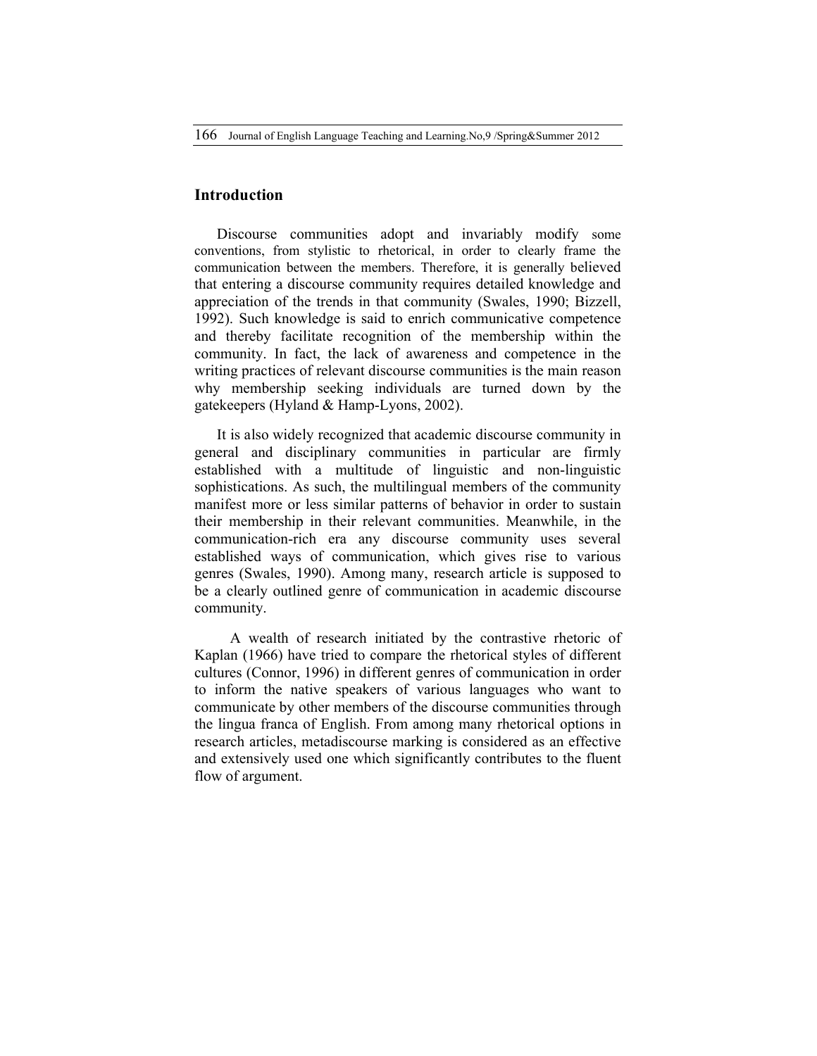## Introduction

Discourse communities adopt and invariably modify some conventions, from stylistic to rhetorical, in order to clearly frame the communication between the members. Therefore, it is generally believed that entering a discourse community requires detailed knowledge and appreciation of the trends in that community (Swales, 1990; Bizzell, 1992). Such knowledge is said to enrich communicative competence and thereby facilitate recognition of the membership within the community. In fact, the lack of awareness and competence in the writing practices of relevant discourse communities is the main reason why membership seeking individuals are turned down by the gatekeepers (Hyland & Hamp-Lyons, 2002).

It is also widely recognized that academic discourse community in general and disciplinary communities in particular are firmly established with a multitude of linguistic and non-linguistic sophistications. As such, the multilingual members of the community manifest more or less similar patterns of behavior in order to sustain their membership in their relevant communities. Meanwhile, in the communication-rich era any discourse community uses several established ways of communication, which gives rise to various genres (Swales, 1990). Among many, research article is supposed to be a clearly outlined genre of communication in academic discourse community.

A wealth of research initiated by the contrastive rhetoric of Kaplan (1966) have tried to compare the rhetorical styles of different cultures (Connor, 1996) in different genres of communication in order to inform the native speakers of various languages who want to communicate by other members of the discourse communities through the lingua franca of English. From among many rhetorical options in research articles, metadiscourse marking is considered as an effective and extensively used one which significantly contributes to the fluent flow of argument.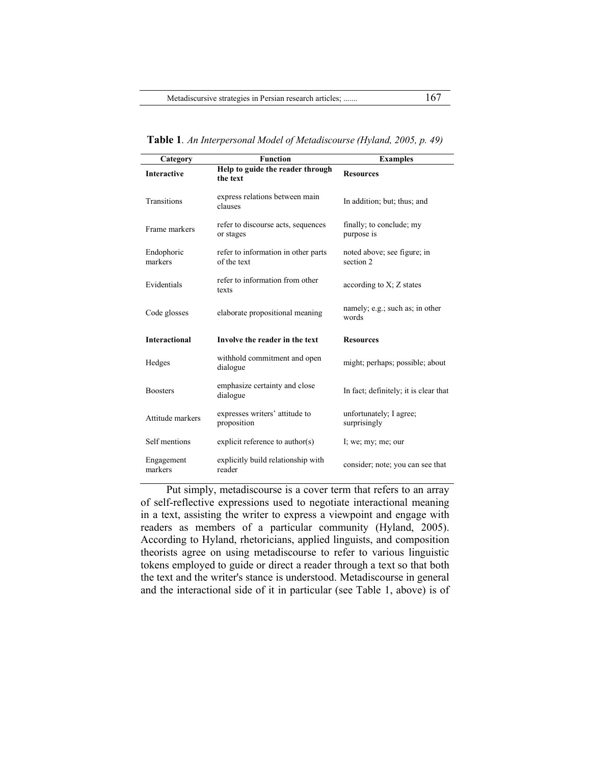**Table 1**. *An Interpersonal Model of Metadiscourse (Hyland, 2005, p. 49)*

| Category | Function | Examples |
|---|---|---|
| **Interactive** | **Help to guide the reader through the text** | **Resources** |
| Transitions | express relations between main clauses | In addition; but; thus; and |
| Frame markers | refer to discourse acts, sequences or stages | finally; to conclude; my purpose is |
| Endophoric markers | refer to information in other parts of the text | noted above; see figure; in section 2 |
| Evidentials | refer to information from other texts | according to X; Z states |
| Code glosses | elaborate propositional meaning | namely; e.g.; such as; in other words |
| **Interactional** | **Involve the reader in the text** | **Resources** |
| Hedges | withhold commitment and open dialogue | might; perhaps; possible; about |
| Boosters | emphasize certainty and close dialogue | In fact; definitely; it is clear that |
| Attitude markers | expresses writers' attitude to proposition | unfortunately; I agree; surprisingly |
| Self mentions | explicit reference to author(s) | I; we; my; me; our |
| Engagement markers | explicitly build relationship with reader | consider; note; you can see that |

Put simply, metadiscourse is a cover term that refers to an array of self-reflective expressions used to negotiate interactional meaning in a text, assisting the writer to express a viewpoint and engage with readers as members of a particular community (Hyland, 2005). According to Hyland, rhetoricians, applied linguists, and composition theorists agree on using metadiscourse to refer to various linguistic tokens employed to guide or direct a reader through a text so that both the text and the writer's stance is understood. Metadiscourse in general and the interactional side of it in particular (see Table 1, above) is of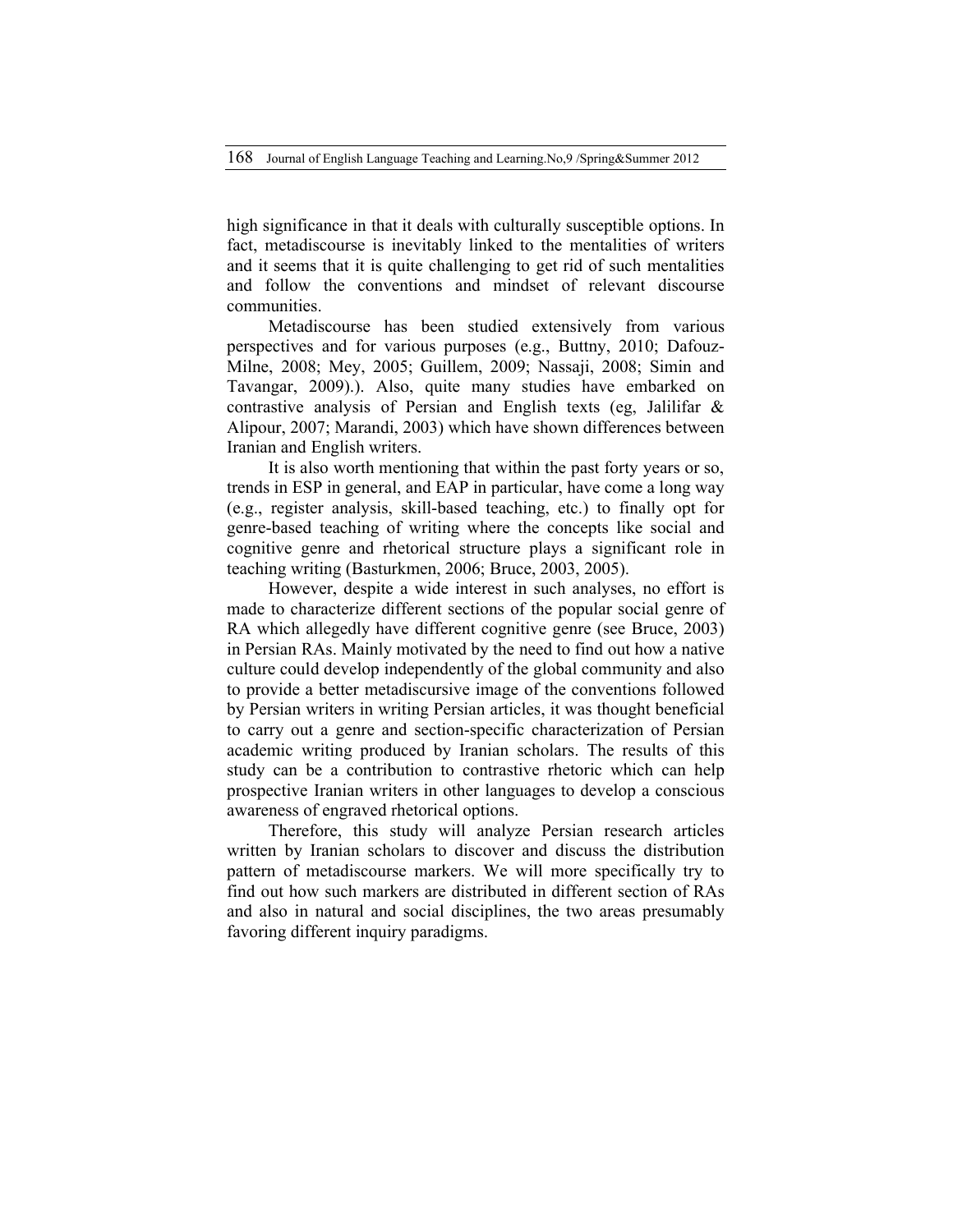high significance in that it deals with culturally susceptible options. In fact, metadiscourse is inevitably linked to the mentalities of writers and it seems that it is quite challenging to get rid of such mentalities and follow the conventions and mindset of relevant discourse communities.

Metadiscourse has been studied extensively from various perspectives and for various purposes (e.g., Buttny, 2010; Dafouz-Milne, 2008; Mey, 2005; Guillem, 2009; Nassaji, 2008; Simin and Tavangar, 2009).). Also, quite many studies have embarked on contrastive analysis of Persian and English texts (eg, Jalilifar & Alipour, 2007; Marandi, 2003) which have shown differences between Iranian and English writers.

It is also worth mentioning that within the past forty years or so, trends in ESP in general, and EAP in particular, have come a long way (e.g., register analysis, skill-based teaching, etc.) to finally opt for genre-based teaching of writing where the concepts like social and cognitive genre and rhetorical structure plays a significant role in teaching writing (Basturkmen, 2006; Bruce, 2003, 2005).

However, despite a wide interest in such analyses, no effort is made to characterize different sections of the popular social genre of RA which allegedly have different cognitive genre (see Bruce, 2003) in Persian RAs. Mainly motivated by the need to find out how a native culture could develop independently of the global community and also to provide a better metadiscursive image of the conventions followed by Persian writers in writing Persian articles, it was thought beneficial to carry out a genre and section-specific characterization of Persian academic writing produced by Iranian scholars. The results of this study can be a contribution to contrastive rhetoric which can help prospective Iranian writers in other languages to develop a conscious awareness of engraved rhetorical options.

Therefore, this study will analyze Persian research articles written by Iranian scholars to discover and discuss the distribution pattern of metadiscourse markers. We will more specifically try to find out how such markers are distributed in different section of RAs and also in natural and social disciplines, the two areas presumably favoring different inquiry paradigms.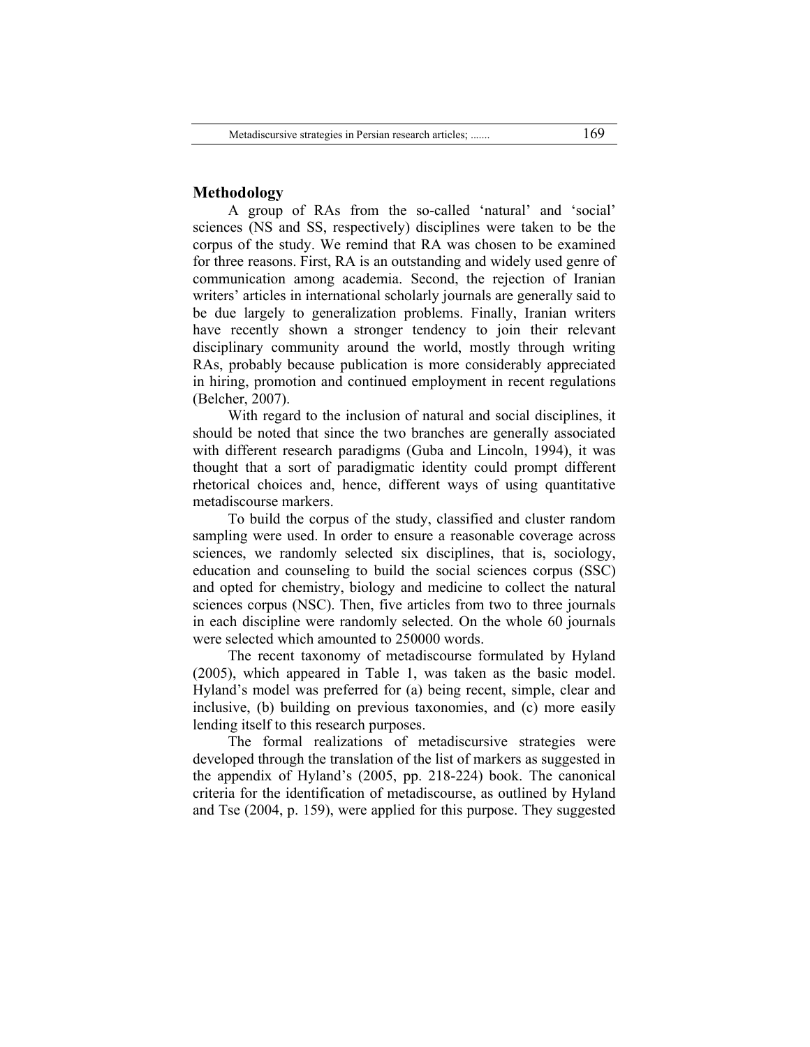## Methodology

A group of RAs from the so-called 'natural' and 'social' sciences (NS and SS, respectively) disciplines were taken to be the corpus of the study. We remind that RA was chosen to be examined for three reasons. First, RA is an outstanding and widely used genre of communication among academia. Second, the rejection of Iranian writers' articles in international scholarly journals are generally said to be due largely to generalization problems. Finally, Iranian writers have recently shown a stronger tendency to join their relevant disciplinary community around the world, mostly through writing RAs, probably because publication is more considerably appreciated in hiring, promotion and continued employment in recent regulations (Belcher, 2007).

With regard to the inclusion of natural and social disciplines, it should be noted that since the two branches are generally associated with different research paradigms (Guba and Lincoln, 1994), it was thought that a sort of paradigmatic identity could prompt different rhetorical choices and, hence, different ways of using quantitative metadiscourse markers.

To build the corpus of the study, classified and cluster random sampling were used. In order to ensure a reasonable coverage across sciences, we randomly selected six disciplines, that is, sociology, education and counseling to build the social sciences corpus (SSC) and opted for chemistry, biology and medicine to collect the natural sciences corpus (NSC). Then, five articles from two to three journals in each discipline were randomly selected. On the whole 60 journals were selected which amounted to 250000 words.

The recent taxonomy of metadiscourse formulated by Hyland (2005), which appeared in Table 1, was taken as the basic model. Hyland's model was preferred for (a) being recent, simple, clear and inclusive, (b) building on previous taxonomies, and (c) more easily lending itself to this research purposes.

The formal realizations of metadiscursive strategies were developed through the translation of the list of markers as suggested in the appendix of Hyland's (2005, pp. 218-224) book. The canonical criteria for the identification of metadiscourse, as outlined by Hyland and Tse (2004, p. 159), were applied for this purpose. They suggested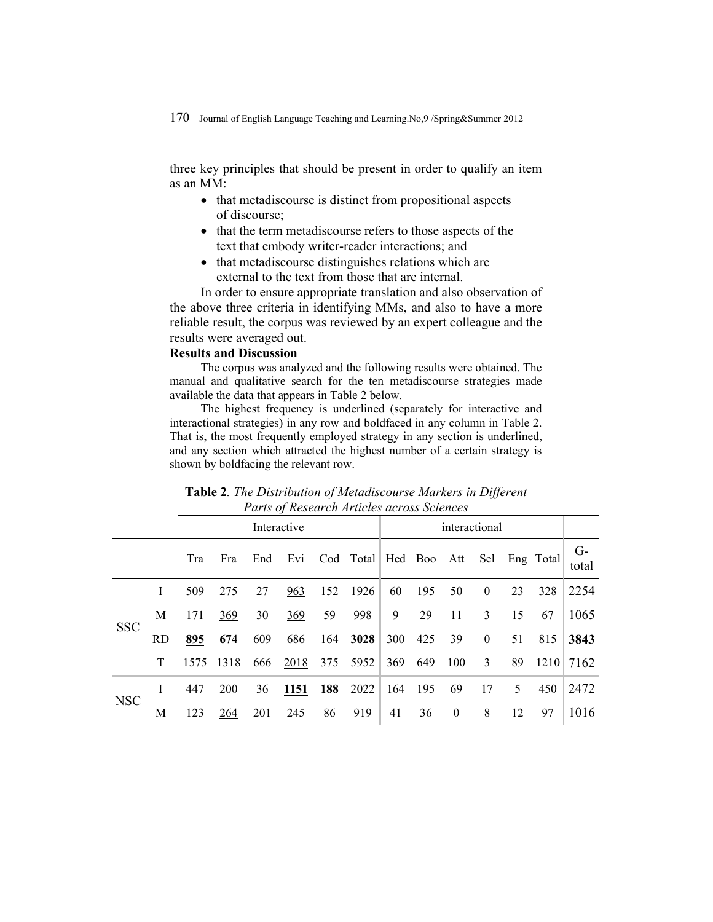three key principles that should be present in order to qualify an item as an MM:

- that metadiscourse is distinct from propositional aspects of discourse;
- that the term metadiscourse refers to those aspects of the text that embody writer-reader interactions; and
- that metadiscourse distinguishes relations which are external to the text from those that are internal.

In order to ensure appropriate translation and also observation of the above three criteria in identifying MMs, and also to have a more reliable result, the corpus was reviewed by an expert colleague and the results were averaged out.

**Results and Discussion**

The corpus was analyzed and the following results were obtained. The manual and qualitative search for the ten metadiscourse strategies made available the data that appears in Table 2 below.

The highest frequency is underlined (separately for interactive and interactional strategies) in any row and boldfaced in any column in Table 2. That is, the most frequently employed strategy in any section is underlined, and any section which attracted the highest number of a certain strategy is shown by boldfacing the relevant row.

**Table 2**. *The Distribution of Metadiscourse Markers in Different Parts of Research Articles across Sciences*

| | | Interactive | | | | | | interactional | | | | | | |
|---|---|---|---|---|---|---|---|---|---|---|---|---|---|---|
| | | Tra | Fra | End | Evi | Cod | Total | Hed | Boo | Att | Sel | Eng | Total | G-total |
| SSC | I | 509 | 275 | 27 | <u>963</u> | 152 | 1926 | 60 | 195 | 50 | 0 | 23 | 328 | 2254 |
| | M | 171 | <u>369</u> | 30 | <u>369</u> | 59 | 998 | 9 | 29 | 11 | 3 | 15 | 67 | 1065 |
| | RD | <u>**895**</u> | **674** | 609 | 686 | 164 | **3028** | 300 | 425 | 39 | 0 | 51 | 815 | **3843** |
| | T | 1575 | 1318 | 666 | <u>2018</u> | 375 | 5952 | 369 | 649 | 100 | 3 | 89 | 1210 | 7162 |
| NSC | I | 447 | 200 | 36 | <u>**1151**</u> | **188** | 2022 | 164 | 195 | 69 | 17 | 5 | 450 | 2472 |
| | M | 123 | <u>264</u> | 201 | 245 | 86 | 919 | 41 | 36 | 0 | 8 | 12 | 97 | 1016 |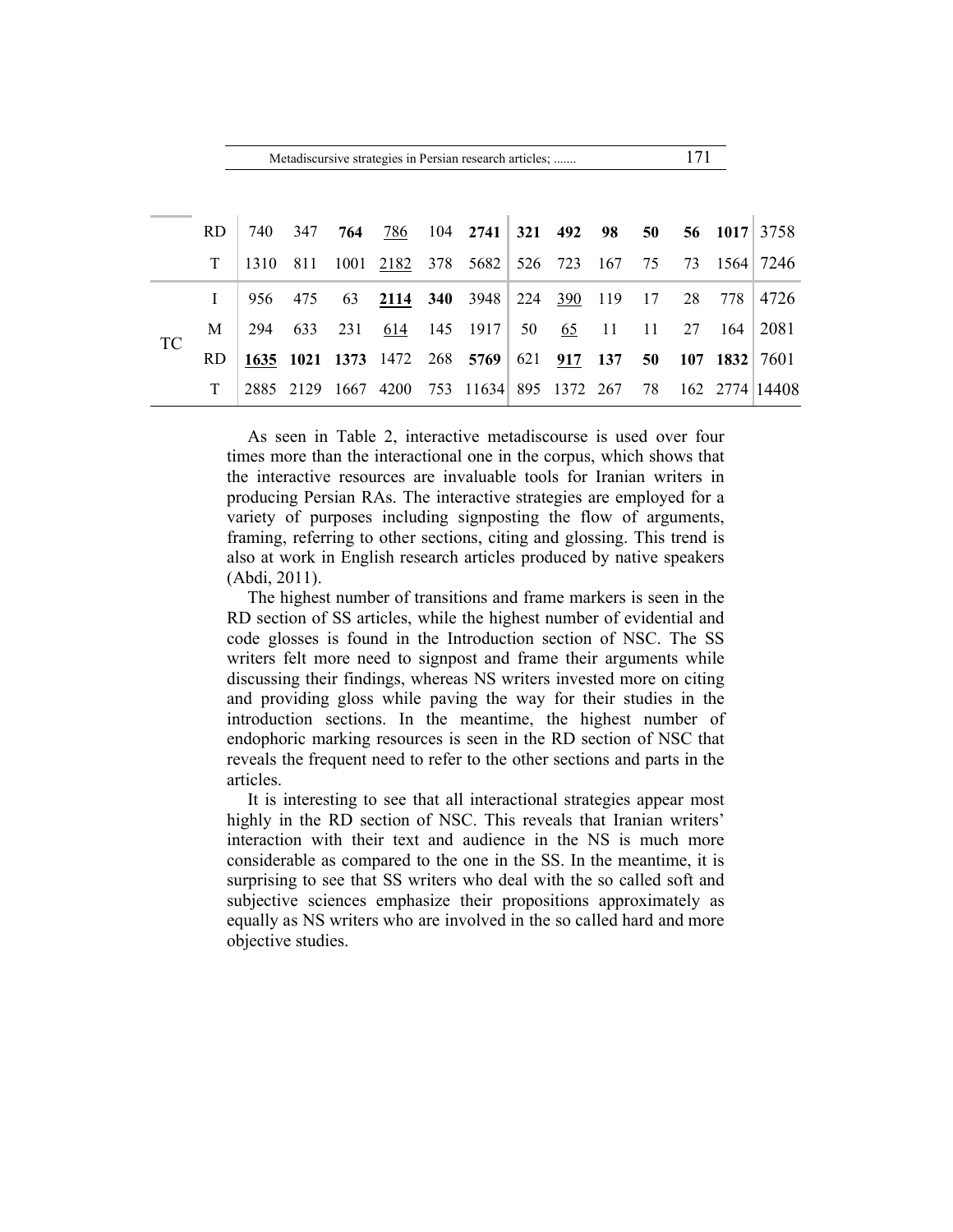| | | | | | | | | | | | | | | |
|---|---|---|---|---|---|---|---|---|---|---|---|---|---|---|
| | RD | 740 | 347 | **764** | <u>786</u> | 104 | **2741** | **321** | **492** | **98** | **50** | **56** | **1017** | 3758 |
| | T | 1310 | 811 | 1001 | <u>2182</u> | 378 | 5682 | 526 | 723 | 167 | 75 | 73 | 1564 | 7246 |
| TC | I | 956 | 475 | 63 | **<u>2114</u>** | **340** | 3948 | 224 | <u>390</u> | 119 | 17 | 28 | 778 | 4726 |
| | M | 294 | 633 | 231 | <u>614</u> | 145 | 1917 | 50 | <u>65</u> | 11 | 11 | 27 | 164 | 2081 |
| | RD | **<u>1635</u>** | **1021** | **1373** | 1472 | 268 | **5769** | 621 | **<u>917</u>** | **137** | **50** | **107** | **1832** | 7601 |
| | T | 2885 | 2129 | 1667 | 4200 | 753 | 11634 | 895 | 1372 | 267 | 78 | 162 | 2774 | 14408 |

As seen in Table 2, interactive metadiscourse is used over four times more than the interactional one in the corpus, which shows that the interactive resources are invaluable tools for Iranian writers in producing Persian RAs. The interactive strategies are employed for a variety of purposes including signposting the flow of arguments, framing, referring to other sections, citing and glossing. This trend is also at work in English research articles produced by native speakers (Abdi, 2011).

The highest number of transitions and frame markers is seen in the RD section of SS articles, while the highest number of evidential and code glosses is found in the Introduction section of NSC. The SS writers felt more need to signpost and frame their arguments while discussing their findings, whereas NS writers invested more on citing and providing gloss while paving the way for their studies in the introduction sections. In the meantime, the highest number of endophoric marking resources is seen in the RD section of NSC that reveals the frequent need to refer to the other sections and parts in the articles.

It is interesting to see that all interactional strategies appear most highly in the RD section of NSC. This reveals that Iranian writers' interaction with their text and audience in the NS is much more considerable as compared to the one in the SS. In the meantime, it is surprising to see that SS writers who deal with the so called soft and subjective sciences emphasize their propositions approximately as equally as NS writers who are involved in the so called hard and more objective studies.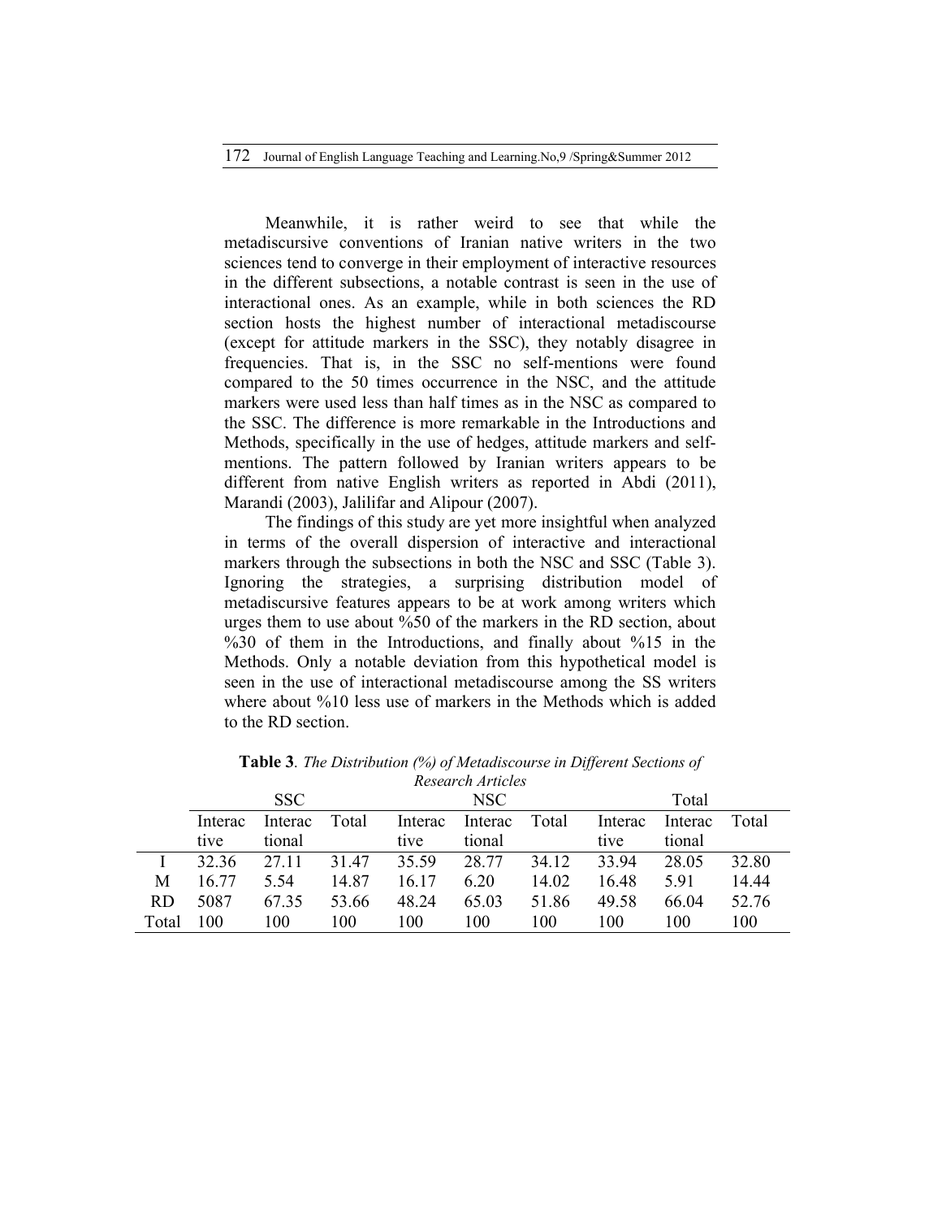Meanwhile, it is rather weird to see that while the metadiscursive conventions of Iranian native writers in the two sciences tend to converge in their employment of interactive resources in the different subsections, a notable contrast is seen in the use of interactional ones. As an example, while in both sciences the RD section hosts the highest number of interactional metadiscourse (except for attitude markers in the SSC), they notably disagree in frequencies. That is, in the SSC no self-mentions were found compared to the 50 times occurrence in the NSC, and the attitude markers were used less than half times as in the NSC as compared to the SSC. The difference is more remarkable in the Introductions and Methods, specifically in the use of hedges, attitude markers and self-mentions. The pattern followed by Iranian writers appears to be different from native English writers as reported in Abdi (2011), Marandi (2003), Jalilifar and Alipour (2007).

The findings of this study are yet more insightful when analyzed in terms of the overall dispersion of interactive and interactional markers through the subsections in both the NSC and SSC (Table 3). Ignoring the strategies, a surprising distribution model of metadiscursive features appears to be at work among writers which urges them to use about %50 of the markers in the RD section, about %30 of them in the Introductions, and finally about %15 in the Methods. Only a notable deviation from this hypothetical model is seen in the use of interactional metadiscourse among the SS writers where about %10 less use of markers in the Methods which is added to the RD section.

**Table 3**. *The Distribution (%) of Metadiscourse in Different Sections of Research Articles*

| | SSC | | | NSC | | | Total | | |
|---|---|---|---|---|---|---|---|---|---|
| | Interactive | Interactional | Total | Interactive | Interactional | Total | Interactive | Interactional | Total |
| I | 32.36 | 27.11 | 31.47 | 35.59 | 28.77 | 34.12 | 33.94 | 28.05 | 32.80 |
| M | 16.77 | 5.54 | 14.87 | 16.17 | 6.20 | 14.02 | 16.48 | 5.91 | 14.44 |
| RD | 5087 | 67.35 | 53.66 | 48.24 | 65.03 | 51.86 | 49.58 | 66.04 | 52.76 |
| Total | 100 | 100 | 100 | 100 | 100 | 100 | 100 | 100 | 100 |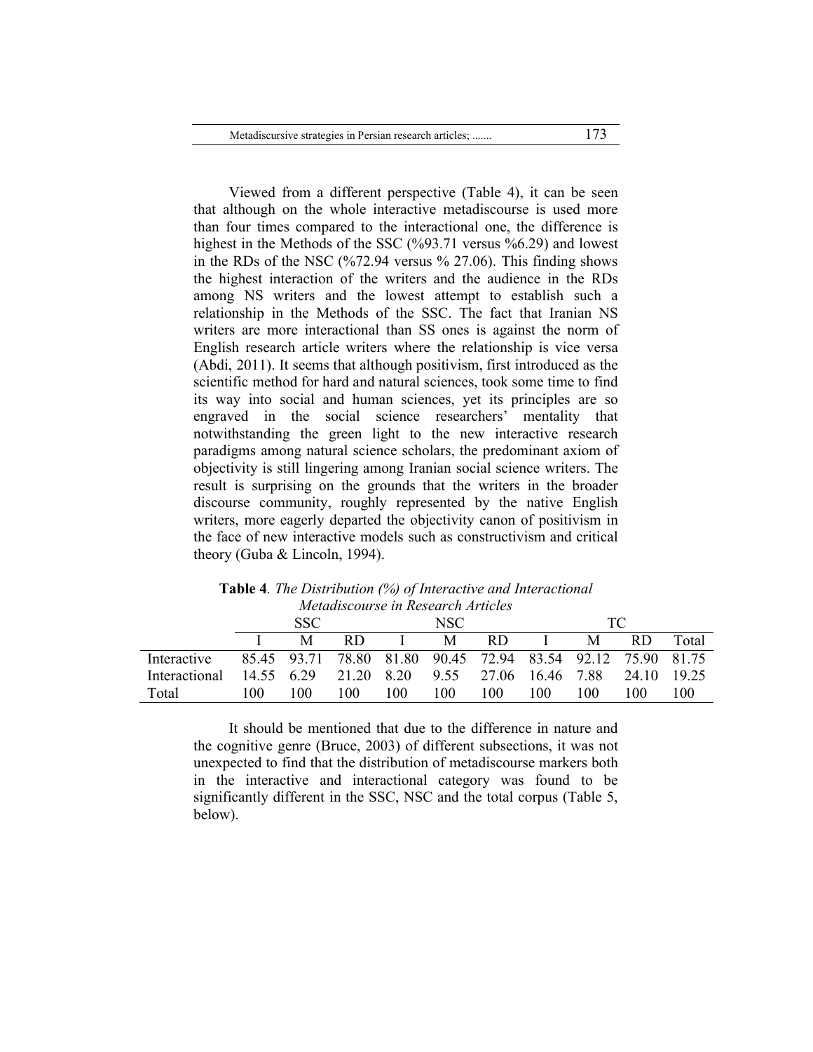Viewed from a different perspective (Table 4), it can be seen that although on the whole interactive metadiscourse is used more than four times compared to the interactional one, the difference is highest in the Methods of the SSC (%93.71 versus %6.29) and lowest in the RDs of the NSC (%72.94 versus % 27.06). This finding shows the highest interaction of the writers and the audience in the RDs among NS writers and the lowest attempt to establish such a relationship in the Methods of the SSC. The fact that Iranian NS writers are more interactional than SS ones is against the norm of English research article writers where the relationship is vice versa (Abdi, 2011). It seems that although positivism, first introduced as the scientific method for hard and natural sciences, took some time to find its way into social and human sciences, yet its principles are so engraved in the social science researchers' mentality that notwithstanding the green light to the new interactive research paradigms among natural science scholars, the predominant axiom of objectivity is still lingering among Iranian social science writers. The result is surprising on the grounds that the writers in the broader discourse community, roughly represented by the native English writers, more eagerly departed the objectivity canon of positivism in the face of new interactive models such as constructivism and critical theory (Guba & Lincoln, 1994).

**Table 4**. *The Distribution (%) of Interactive and Interactional Metadiscourse in Research Articles*

| | SSC | | | NSC | | | TC | | | |
|---|---|---|---|---|---|---|---|---|---|---|
| | I | M | RD | I | M | RD | I | M | RD | Total |
| Interactive | 85.45 | 93.71 | 78.80 | 81.80 | 90.45 | 72.94 | 83.54 | 92.12 | 75.90 | 81.75 |
| Interactional | 14.55 | 6.29 | 21.20 | 8.20 | 9.55 | 27.06 | 16.46 | 7.88 | 24.10 | 19.25 |
| Total | 100 | 100 | 100 | 100 | 100 | 100 | 100 | 100 | 100 | 100 |

It should be mentioned that due to the difference in nature and the cognitive genre (Bruce, 2003) of different subsections, it was not unexpected to find that the distribution of metadiscourse markers both in the interactive and interactional category was found to be significantly different in the SSC, NSC and the total corpus (Table 5, below).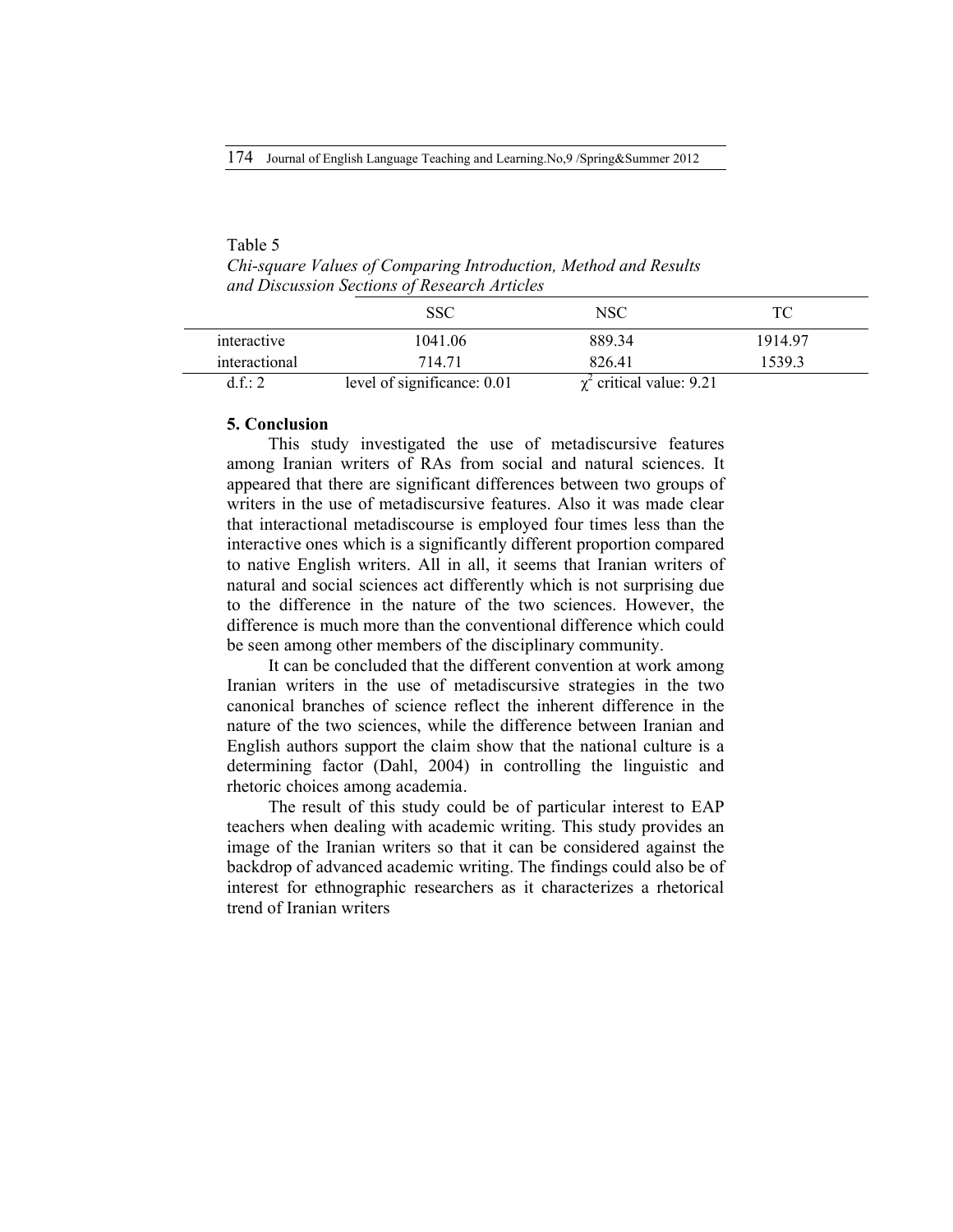Table 5

*Chi-square Values of Comparing Introduction, Method and Results and Discussion Sections of Research Articles*

| | SSC | NSC | TC |
|---|---|---|---|
| interactive | 1041.06 | 889.34 | 1914.97 |
| interactional | 714.71 | 826.41 | 1539.3 |
| d.f.: 2 | level of significance: 0.01 | $\chi^2$ critical value: 9.21 | |

## 5. Conclusion

This study investigated the use of metadiscursive features among Iranian writers of RAs from social and natural sciences. It appeared that there are significant differences between two groups of writers in the use of metadiscursive features. Also it was made clear that interactional metadiscourse is employed four times less than the interactive ones which is a significantly different proportion compared to native English writers. All in all, it seems that Iranian writers of natural and social sciences act differently which is not surprising due to the difference in the nature of the two sciences. However, the difference is much more than the conventional difference which could be seen among other members of the disciplinary community.

It can be concluded that the different convention at work among Iranian writers in the use of metadiscursive strategies in the two canonical branches of science reflect the inherent difference in the nature of the two sciences, while the difference between Iranian and English authors support the claim show that the national culture is a determining factor (Dahl, 2004) in controlling the linguistic and rhetoric choices among academia.

The result of this study could be of particular interest to EAP teachers when dealing with academic writing. This study provides an image of the Iranian writers so that it can be considered against the backdrop of advanced academic writing. The findings could also be of interest for ethnographic researchers as it characterizes a rhetorical trend of Iranian writers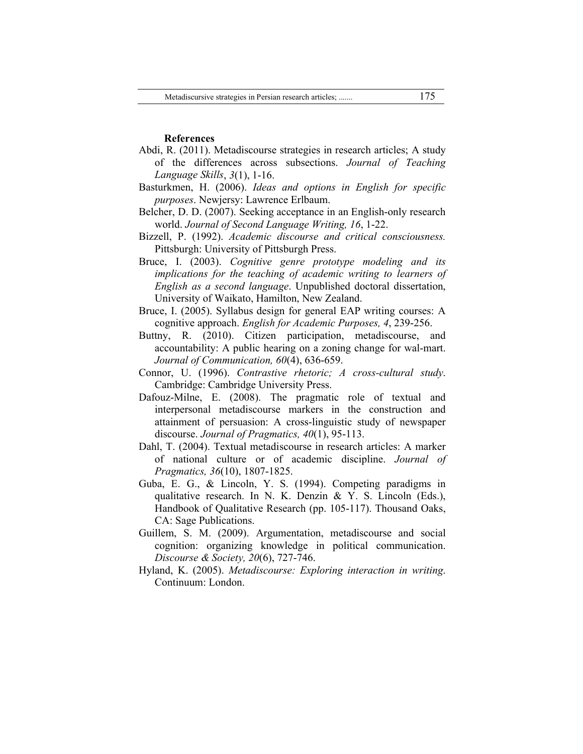**References**

Abdi, R. (2011). Metadiscourse strategies in research articles; A study of the differences across subsections. *Journal of Teaching Language Skills*, *3*(1), 1-16.

Basturkmen, H. (2006). *Ideas and options in English for specific purposes*. Newjersy: Lawrence Erlbaum.

Belcher, D. D. (2007). Seeking acceptance in an English-only research world. *Journal of Second Language Writing, 16*, 1-22.

Bizzell, P. (1992). *Academic discourse and critical consciousness.* Pittsburgh: University of Pittsburgh Press.

Bruce, I. (2003). *Cognitive genre prototype modeling and its implications for the teaching of academic writing to learners of English as a second language*. Unpublished doctoral dissertation, University of Waikato, Hamilton, New Zealand.

Bruce, I. (2005). Syllabus design for general EAP writing courses: A cognitive approach. *English for Academic Purposes, 4*, 239-256.

Buttny, R. (2010). Citizen participation, metadiscourse, and accountability: A public hearing on a zoning change for wal-mart. *Journal of Communication, 60*(4), 636-659.

Connor, U. (1996). *Contrastive rhetoric; A cross-cultural study*. Cambridge: Cambridge University Press.

Dafouz-Milne, E. (2008). The pragmatic role of textual and interpersonal metadiscourse markers in the construction and attainment of persuasion: A cross-linguistic study of newspaper discourse. *Journal of Pragmatics, 40*(1), 95-113.

Dahl, T. (2004). Textual metadiscourse in research articles: A marker of national culture or of academic discipline. *Journal of Pragmatics, 36*(10), 1807-1825.

Guba, E. G., & Lincoln, Y. S. (1994). Competing paradigms in qualitative research. In N. K. Denzin & Y. S. Lincoln (Eds.), Handbook of Qualitative Research (pp. 105-117). Thousand Oaks, CA: Sage Publications.

Guillem, S. M. (2009). Argumentation, metadiscourse and social cognition: organizing knowledge in political communication. *Discourse & Society, 20*(6), 727-746.

Hyland, K. (2005). *Metadiscourse: Exploring interaction in writing*. Continuum: London.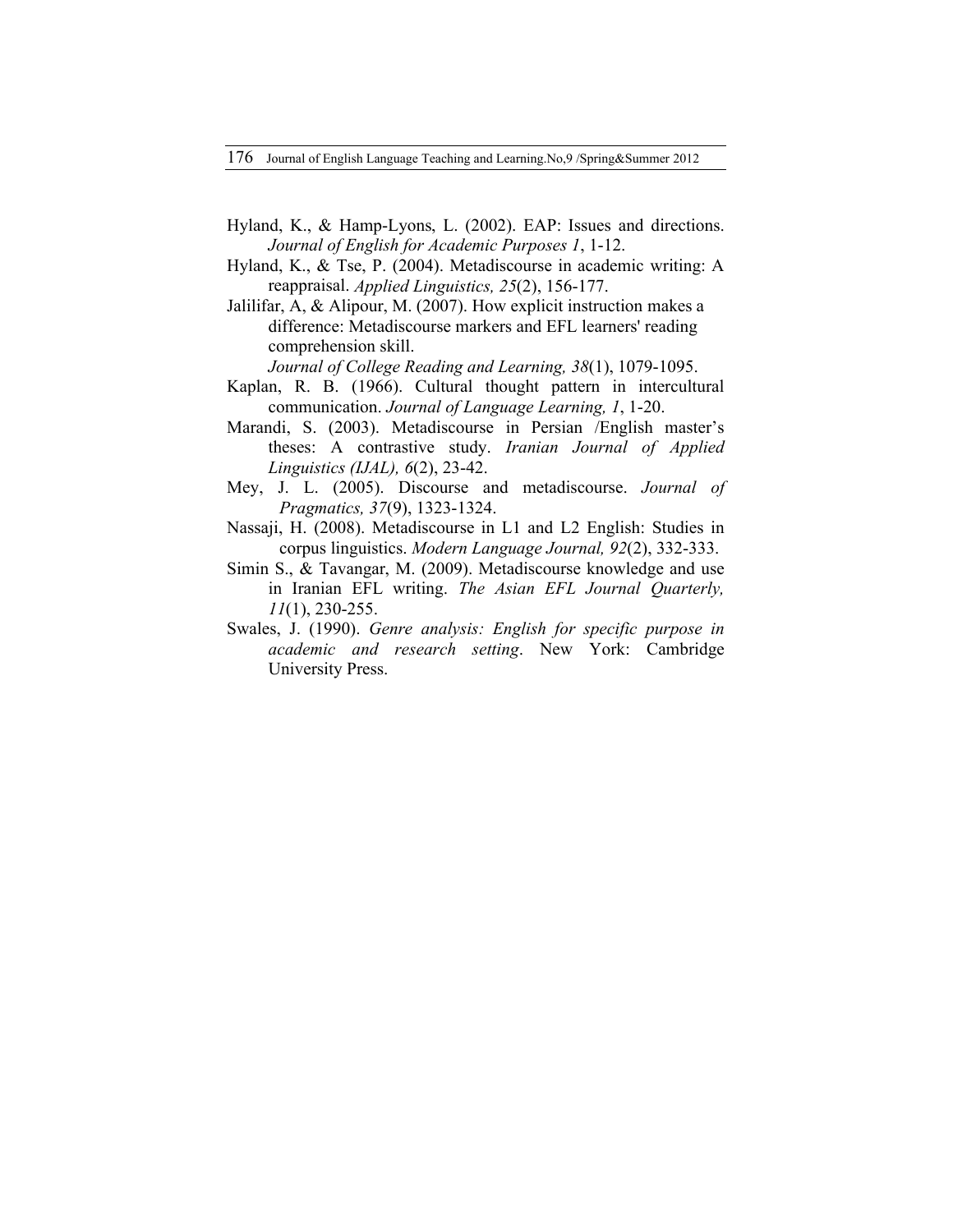Hyland, K., & Hamp-Lyons, L. (2002). EAP: Issues and directions. *Journal of English for Academic Purposes 1*, 1-12.

Hyland, K., & Tse, P. (2004). Metadiscourse in academic writing: A reappraisal. *Applied Linguistics, 25*(2), 156-177.

Jalilifar, A, & Alipour, M. (2007). How explicit instruction makes a difference: Metadiscourse markers and EFL learners' reading comprehension skill. *Journal of College Reading and Learning, 38*(1), 1079-1095.

Kaplan, R. B. (1966). Cultural thought pattern in intercultural communication. *Journal of Language Learning, 1*, 1-20.

Marandi, S. (2003). Metadiscourse in Persian /English master's theses: A contrastive study. *Iranian Journal of Applied Linguistics (IJAL), 6*(2), 23-42.

Mey, J. L. (2005). Discourse and metadiscourse. *Journal of Pragmatics, 37*(9), 1323-1324.

Nassaji, H. (2008). Metadiscourse in L1 and L2 English: Studies in corpus linguistics. *Modern Language Journal, 92*(2), 332-333.

Simin S., & Tavangar, M. (2009). Metadiscourse knowledge and use in Iranian EFL writing. *The Asian EFL Journal Quarterly, 11*(1), 230-255.

Swales, J. (1990). *Genre analysis: English for specific purpose in academic and research setting*. New York: Cambridge University Press.